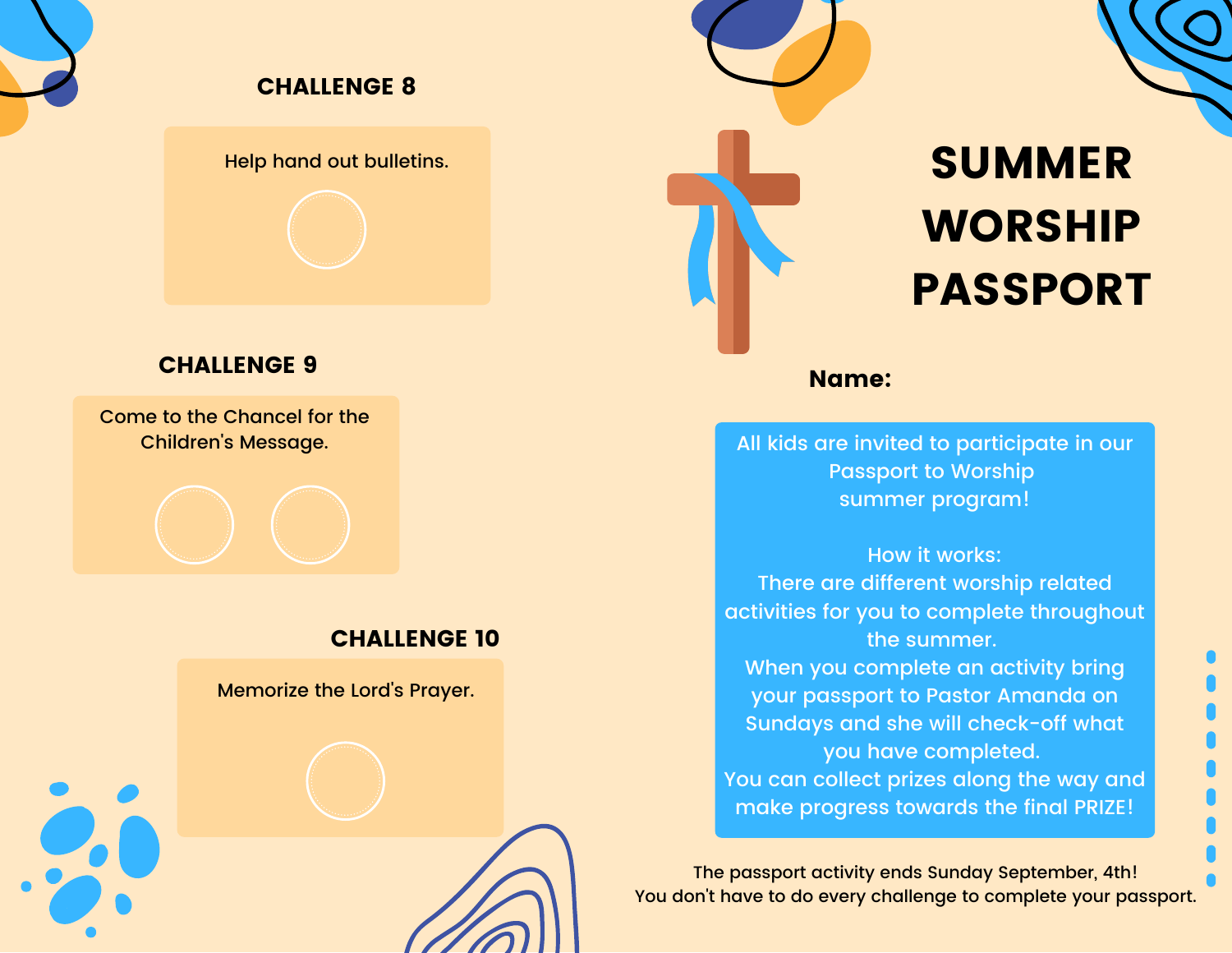## CHALLENGE 8

Help hand out bulletins.

## CHALLENGE 9

Come to the Chancel for the Children's Message.

## CHALLENGE 10

Memorize the Lord's Prayer.

# SUMMER WORSHIP PASSPORT

**Name:**

All kids are invited to participate in our Passport to Worship summer program!

How it works:
There are different worship related activities for you to complete throughout the summer.
When you complete an activity bring your passport to Pastor Amanda on Sundays and she will check-off what you have completed.
You can collect prizes along the way and make progress towards the final PRIZE!

The passport activity ends Sunday September, 4th!
You don't have to do every challenge to complete your passport.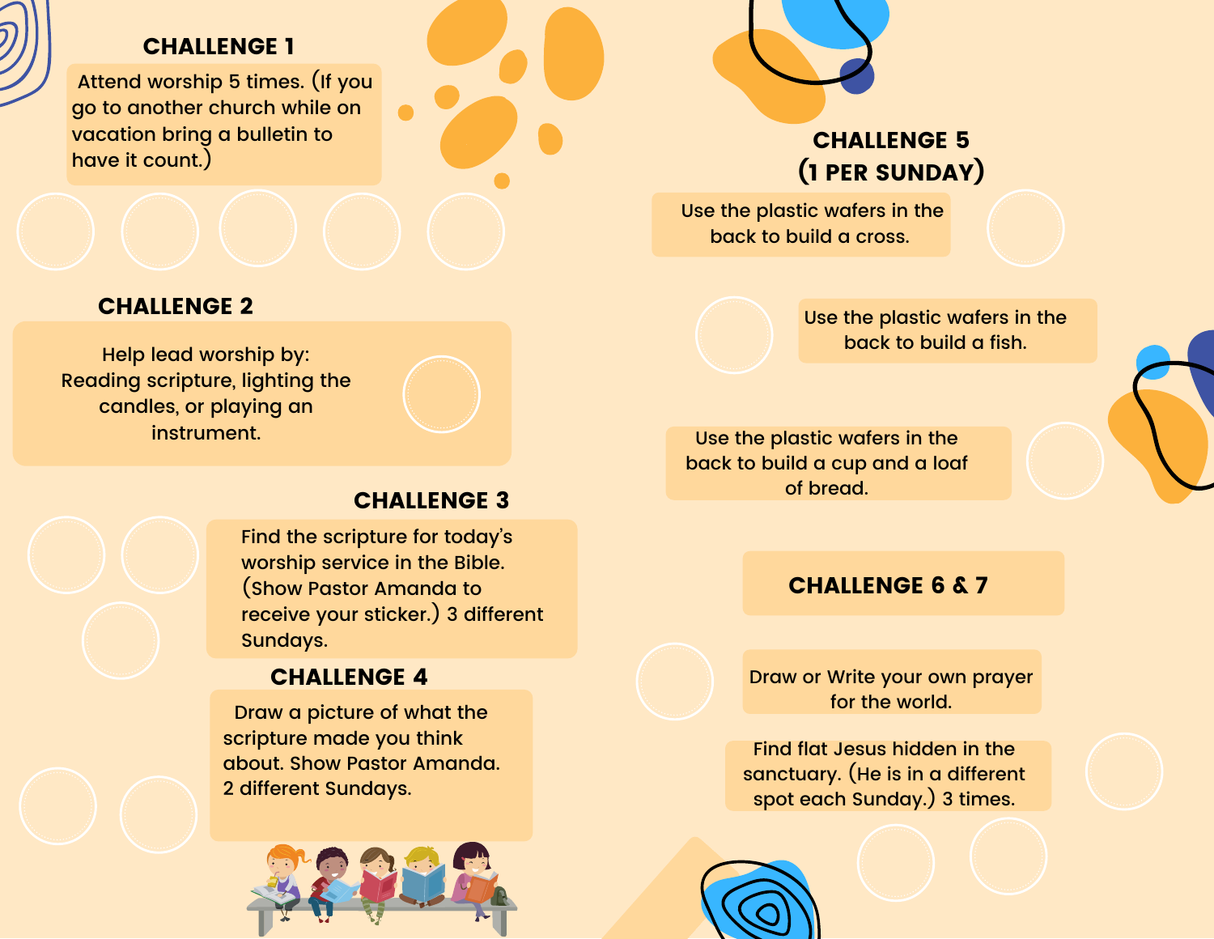## CHALLENGE 1

Attend worship 5 times. (If you go to another church while on vacation bring a bulletin to have it count.)

## CHALLENGE 2

Help lead worship by:
Reading scripture, lighting the candles, or playing an instrument.

## CHALLENGE 3

Find the scripture for today's worship service in the Bible. (Show Pastor Amanda to receive your sticker.) 3 different Sundays.

## CHALLENGE 4

Draw a picture of what the scripture made you think about. Show Pastor Amanda. 2 different Sundays.

## CHALLENGE 5 (1 PER SUNDAY)

Use the plastic wafers in the back to build a cross.

Use the plastic wafers in the back to build a fish.

Use the plastic wafers in the back to build a cup and a loaf of bread.

## CHALLENGE 6 & 7

Draw or Write your own prayer for the world.

Find flat Jesus hidden in the sanctuary. (He is in a different spot each Sunday.) 3 times.